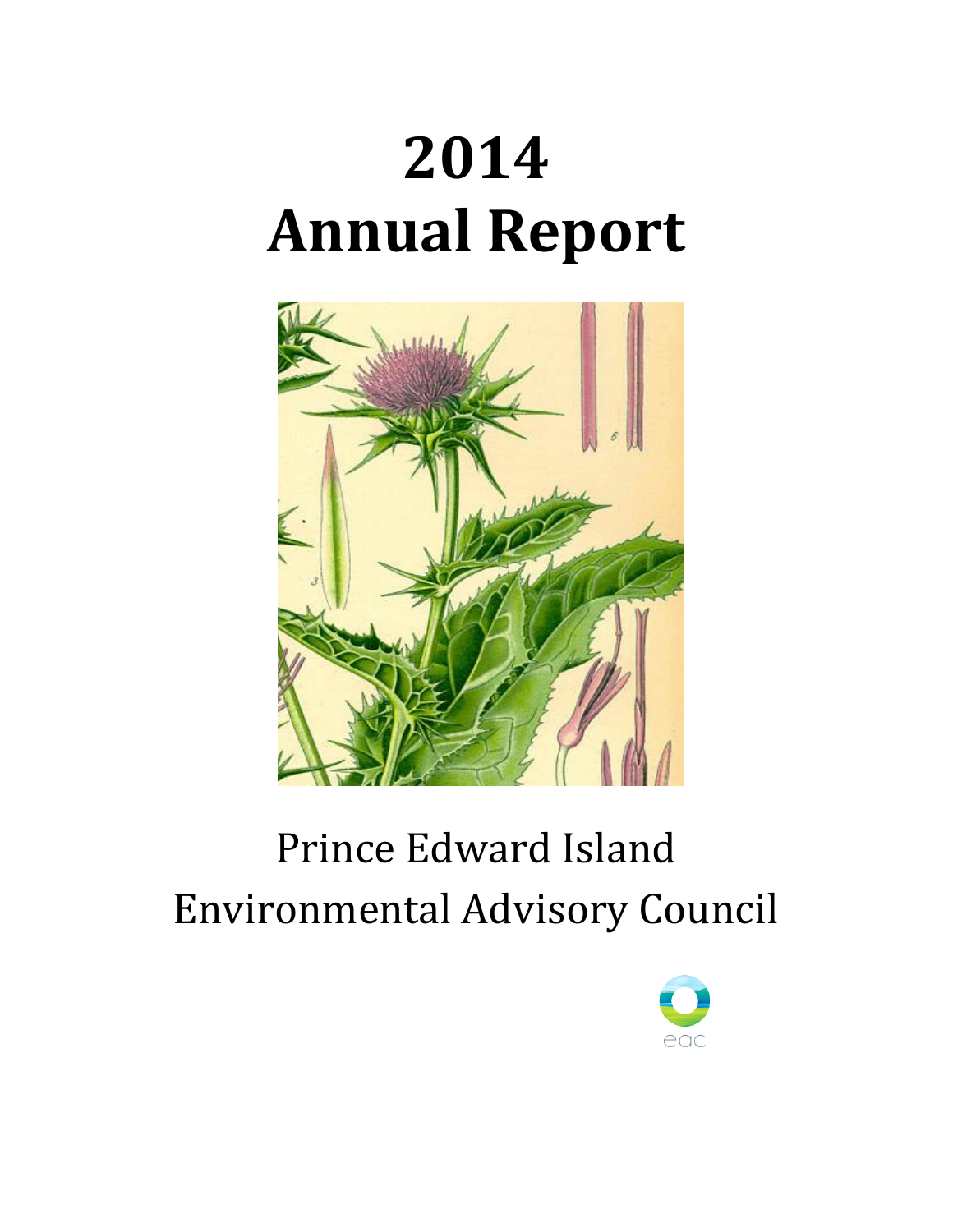# 2014
# Annual Report

Prince Edward Island
Environmental Advisory Council

eac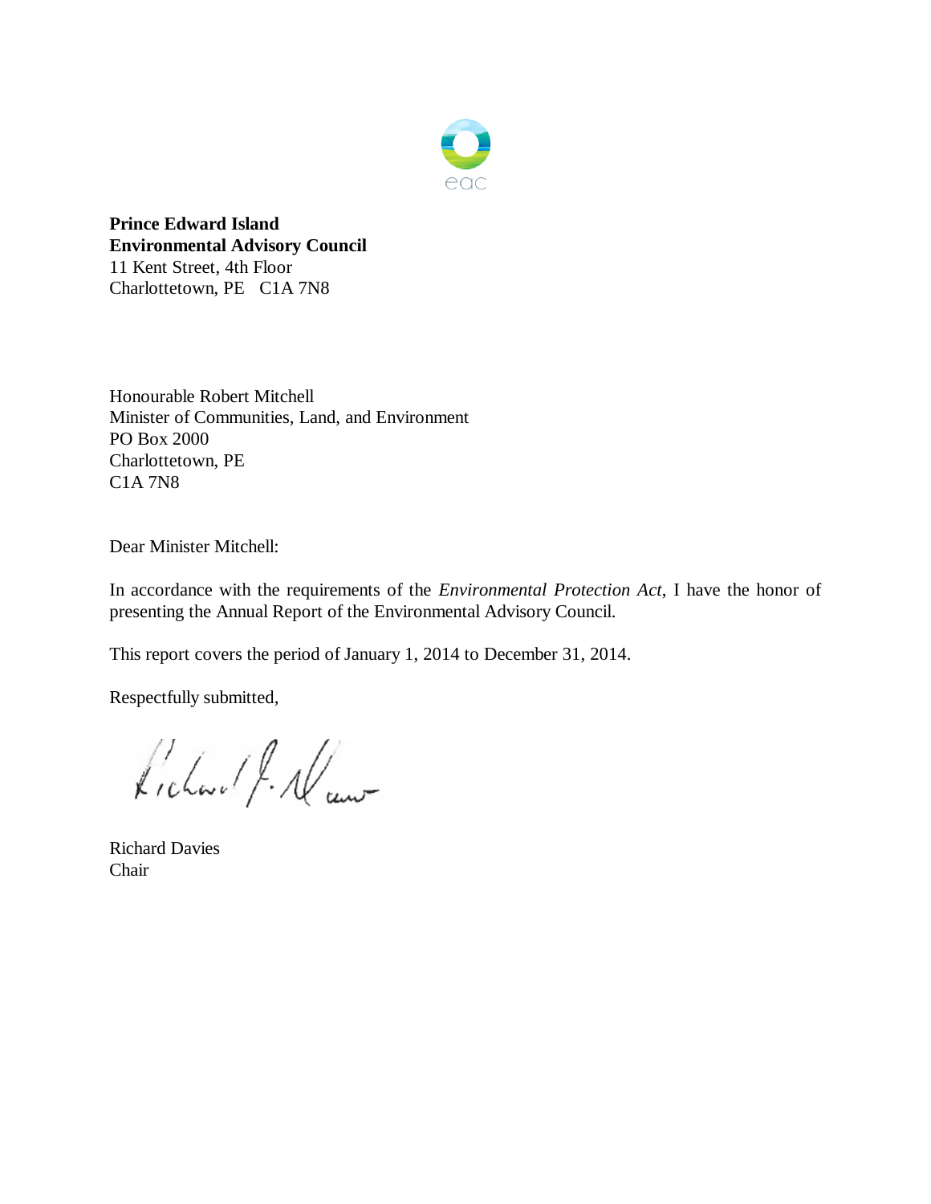eac

**Prince Edward Island**
**Environmental Advisory Council**
11 Kent Street, 4th Floor
Charlottetown, PE C1A 7N8

Honourable Robert Mitchell
Minister of Communities, Land, and Environment
PO Box 2000
Charlottetown, PE
C1A 7N8

Dear Minister Mitchell:

In accordance with the requirements of the *Environmental Protection Act*, I have the honor of presenting the Annual Report of the Environmental Advisory Council.

This report covers the period of January 1, 2014 to December 31, 2014.

Respectfully submitted,

Richard Davies
Chair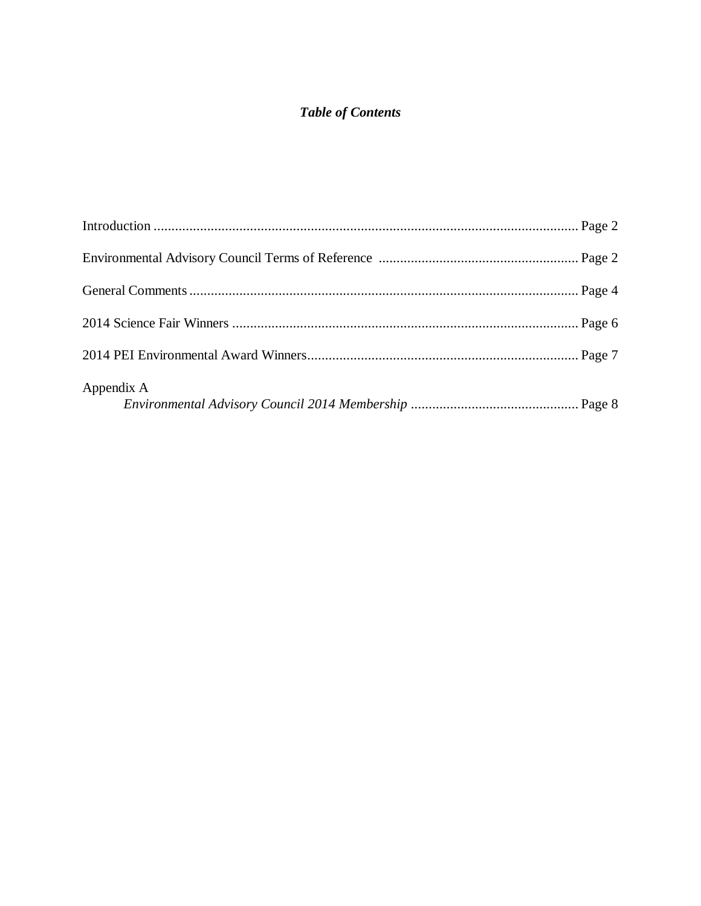# *Table of Contents*

Introduction ........................................................................................................................ Page 2

Environmental Advisory Council Terms of Reference ........................................................ Page 2

General Comments ............................................................................................................. Page 4

2014 Science Fair Winners .................................................................................................. Page 6

2014 PEI Environmental Award Winners............................................................................ Page 7

Appendix A

*Environmental Advisory Council 2014 Membership* ............................................... Page 8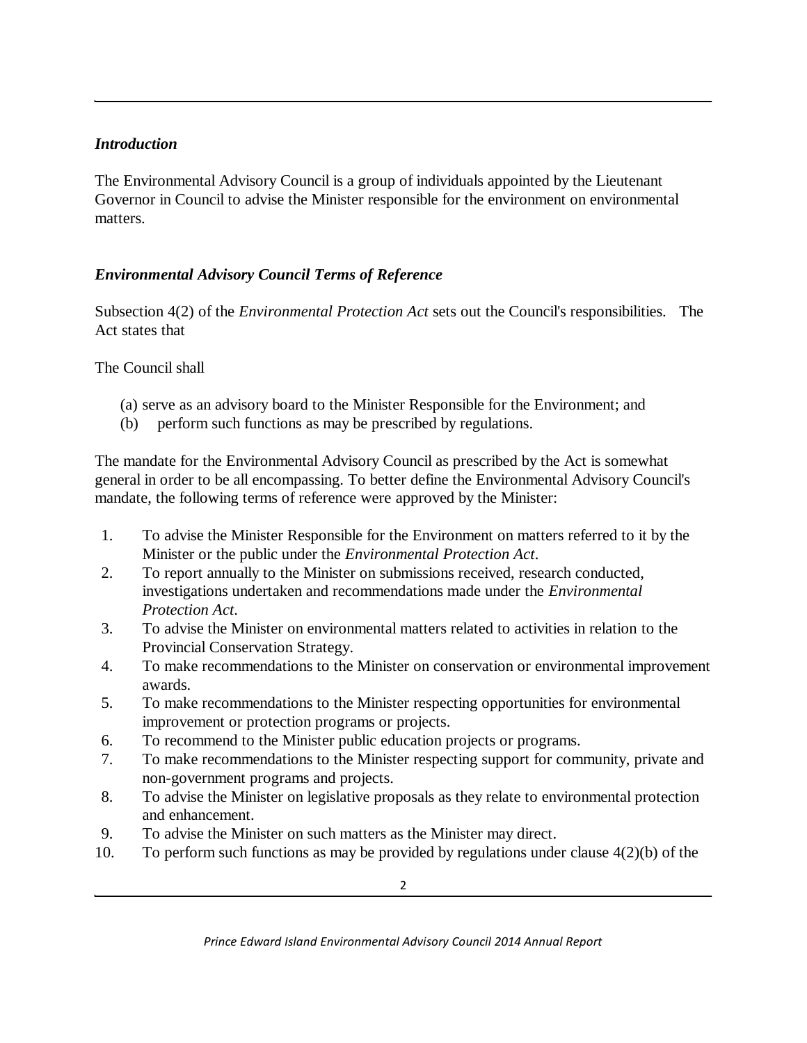## *Introduction*

The Environmental Advisory Council is a group of individuals appointed by the Lieutenant Governor in Council to advise the Minister responsible for the environment on environmental matters.

## *Environmental Advisory Council Terms of Reference*

Subsection 4(2) of the *Environmental Protection Act* sets out the Council's responsibilities. The Act states that

The Council shall

(a) serve as an advisory board to the Minister Responsible for the Environment; and
(b) perform such functions as may be prescribed by regulations.

The mandate for the Environmental Advisory Council as prescribed by the Act is somewhat general in order to be all encompassing. To better define the Environmental Advisory Council's mandate, the following terms of reference were approved by the Minister:

1. To advise the Minister Responsible for the Environment on matters referred to it by the Minister or the public under the *Environmental Protection Act*.
2. To report annually to the Minister on submissions received, research conducted, investigations undertaken and recommendations made under the *Environmental Protection Act*.
3. To advise the Minister on environmental matters related to activities in relation to the Provincial Conservation Strategy.
4. To make recommendations to the Minister on conservation or environmental improvement awards.
5. To make recommendations to the Minister respecting opportunities for environmental improvement or protection programs or projects.
6. To recommend to the Minister public education projects or programs.
7. To make recommendations to the Minister respecting support for community, private and non-government programs and projects.
8. To advise the Minister on legislative proposals as they relate to environmental protection and enhancement.
9. To advise the Minister on such matters as the Minister may direct.
10. To perform such functions as may be provided by regulations under clause 4(2)(b) of the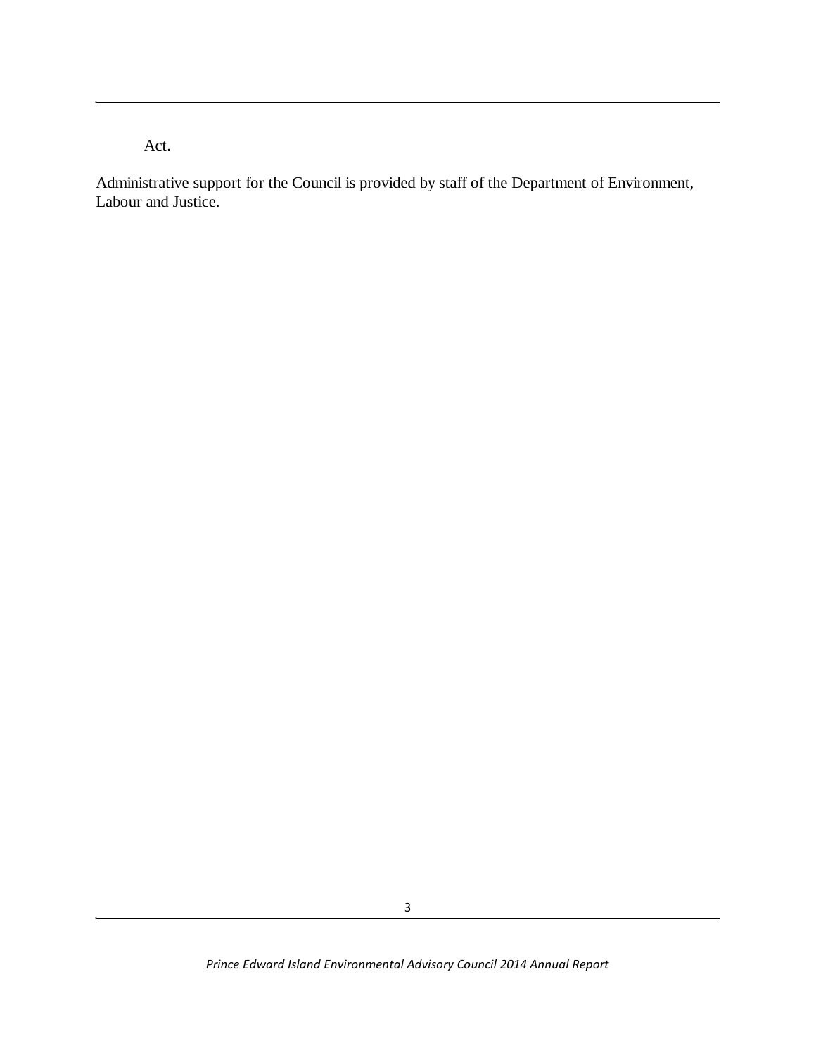Act.

Administrative support for the Council is provided by staff of the Department of Environment, Labour and Justice.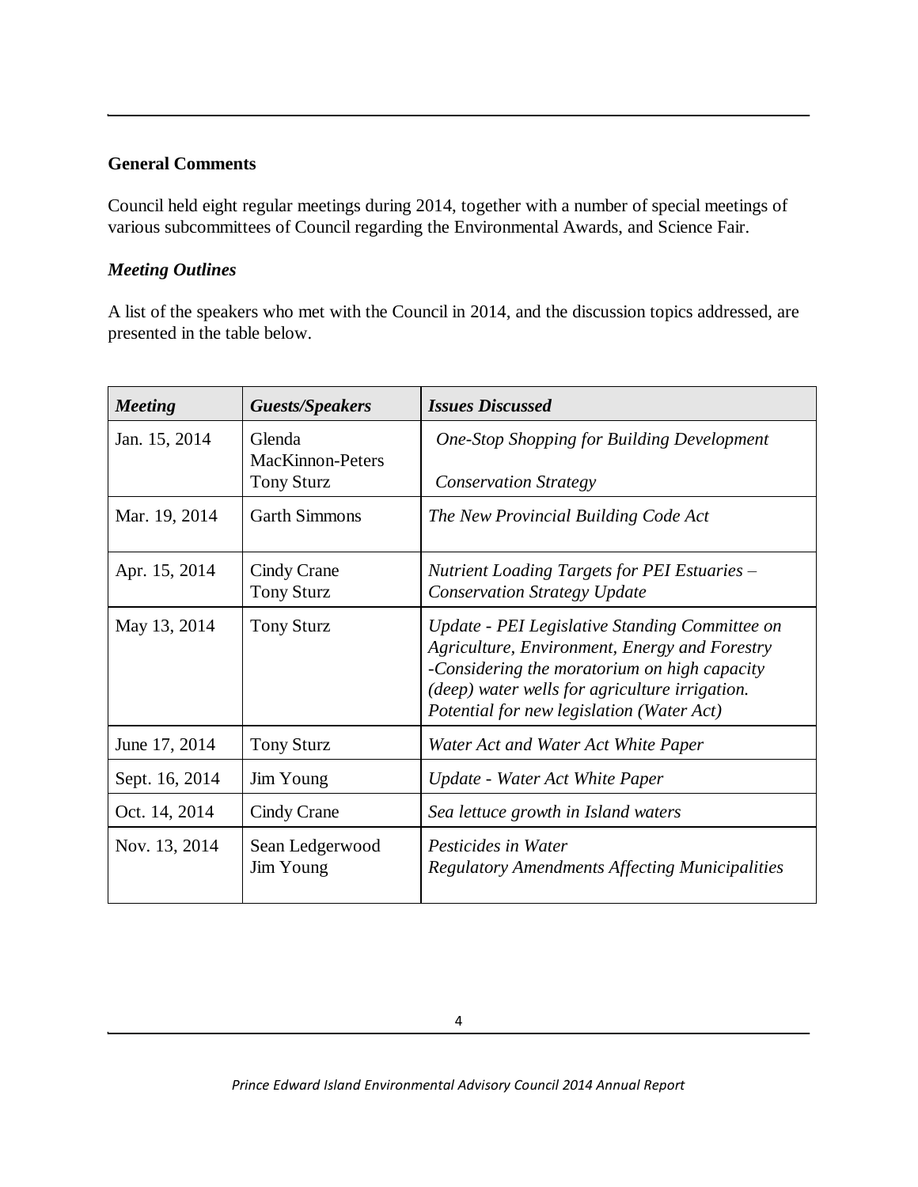### General Comments

Council held eight regular meetings during 2014, together with a number of special meetings of various subcommittees of Council regarding the Environmental Awards, and Science Fair.

#### *Meeting Outlines*

A list of the speakers who met with the Council in 2014, and the discussion topics addressed, are presented in the table below.

| *Meeting* | *Guests/Speakers* | *Issues Discussed* |
|---|---|---|
| Jan. 15, 2014 | Glenda MacKinnon-Peters<br>Tony Sturz | *One-Stop Shopping for Building Development*<br>*Conservation Strategy* |
| Mar. 19, 2014 | Garth Simmons | *The New Provincial Building Code Act* |
| Apr. 15, 2014 | Cindy Crane<br>Tony Sturz | *Nutrient Loading Targets for PEI Estuaries –*<br>*Conservation Strategy Update* |
| May 13, 2014 | Tony Sturz | *Update - PEI Legislative Standing Committee on Agriculture, Environment, Energy and Forestry -Considering the moratorium on high capacity (deep) water wells for agriculture irrigation. Potential for new legislation (Water Act)* |
| June 17, 2014 | Tony Sturz | *Water Act and Water Act White Paper* |
| Sept. 16, 2014 | Jim Young | *Update - Water Act White Paper* |
| Oct. 14, 2014 | Cindy Crane | *Sea lettuce growth in Island waters* |
| Nov. 13, 2014 | Sean Ledgerwood<br>Jim Young | *Pesticides in Water*<br>*Regulatory Amendments Affecting Municipalities* |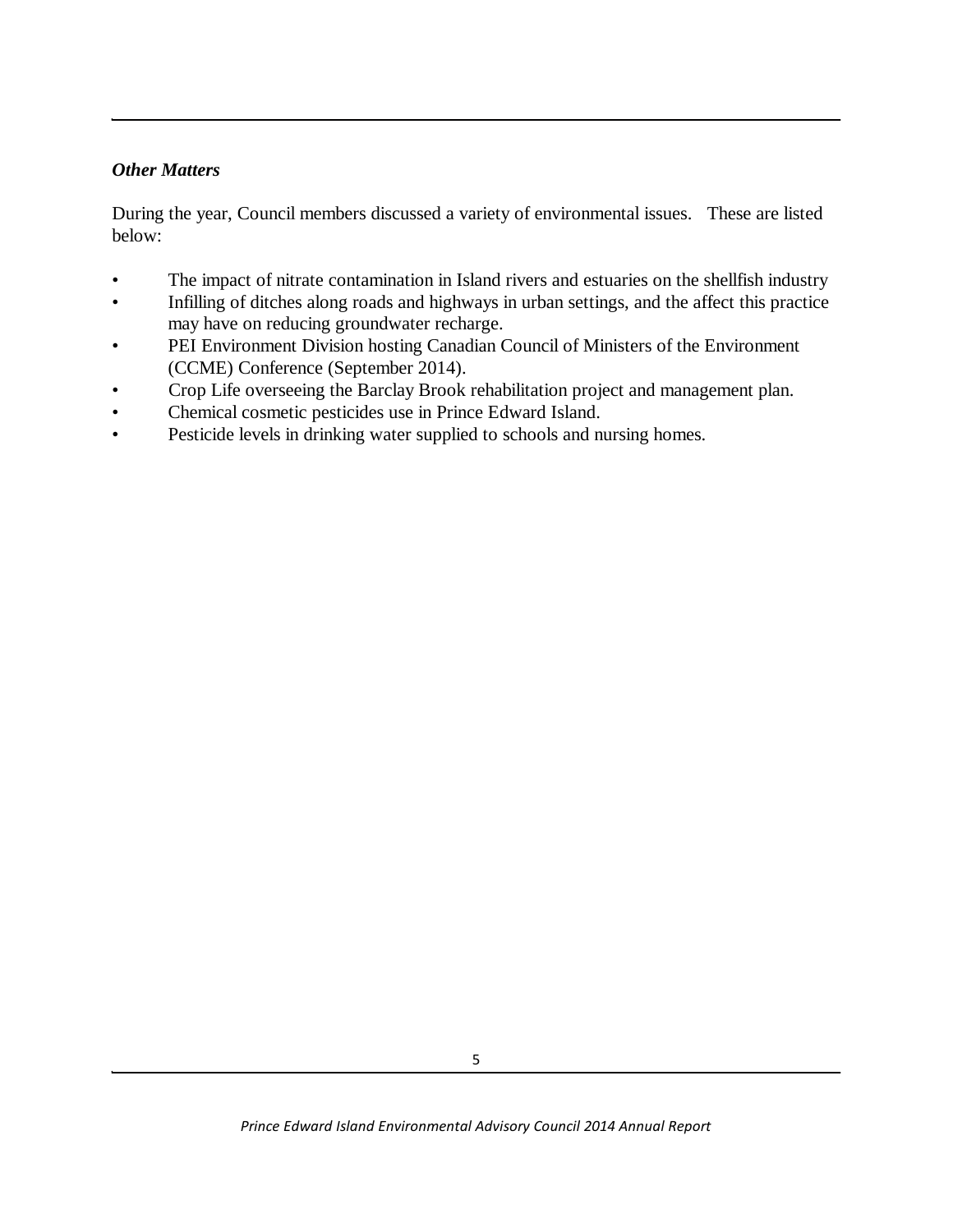***Other Matters***

During the year, Council members discussed a variety of environmental issues. These are listed below:

- The impact of nitrate contamination in Island rivers and estuaries on the shellfish industry
- Infilling of ditches along roads and highways in urban settings, and the affect this practice may have on reducing groundwater recharge.
- PEI Environment Division hosting Canadian Council of Ministers of the Environment (CCME) Conference (September 2014).
- Crop Life overseeing the Barclay Brook rehabilitation project and management plan.
- Chemical cosmetic pesticides use in Prince Edward Island.
- Pesticide levels in drinking water supplied to schools and nursing homes.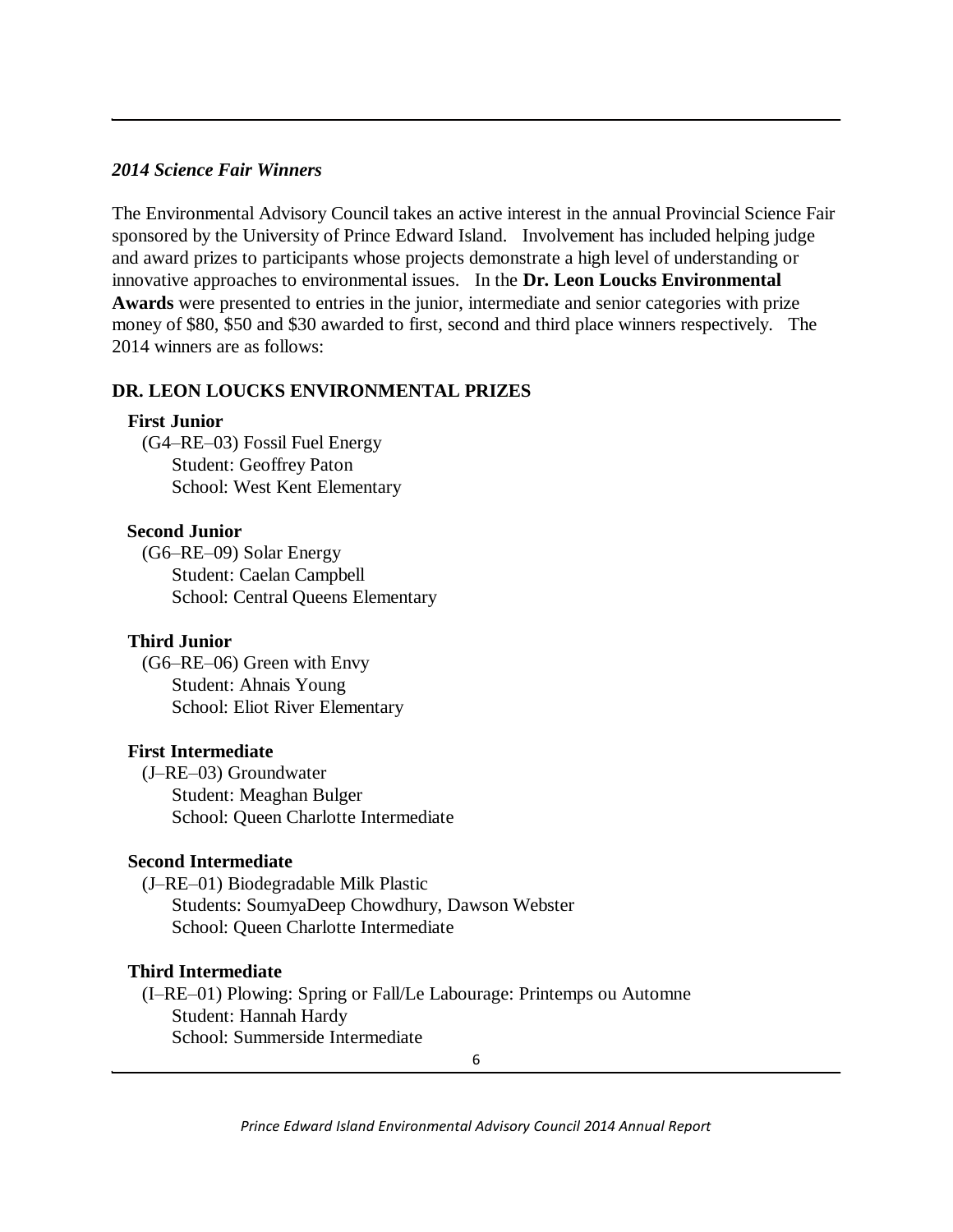*2014 Science Fair Winners*

The Environmental Advisory Council takes an active interest in the annual Provincial Science Fair sponsored by the University of Prince Edward Island. Involvement has included helping judge and award prizes to participants whose projects demonstrate a high level of understanding or innovative approaches to environmental issues. In the **Dr. Leon Loucks Environmental Awards** were presented to entries in the junior, intermediate and senior categories with prize money of $80, $50 and $30 awarded to first, second and third place winners respectively. The 2014 winners are as follows:

**DR. LEON LOUCKS ENVIRONMENTAL PRIZES**

**First Junior**
(G4–RE–03) Fossil Fuel Energy
Student: Geoffrey Paton
School: West Kent Elementary

**Second Junior**
(G6–RE–09) Solar Energy
Student: Caelan Campbell
School: Central Queens Elementary

**Third Junior**
(G6–RE–06) Green with Envy
Student: Ahnais Young
School: Eliot River Elementary

**First Intermediate**
(J–RE–03) Groundwater
Student: Meaghan Bulger
School: Queen Charlotte Intermediate

**Second Intermediate**
(J–RE–01) Biodegradable Milk Plastic
Students: SoumyaDeep Chowdhury, Dawson Webster
School: Queen Charlotte Intermediate

**Third Intermediate**
(I–RE–01) Plowing: Spring or Fall/Le Labourage: Printemps ou Automne
Student: Hannah Hardy
School: Summerside Intermediate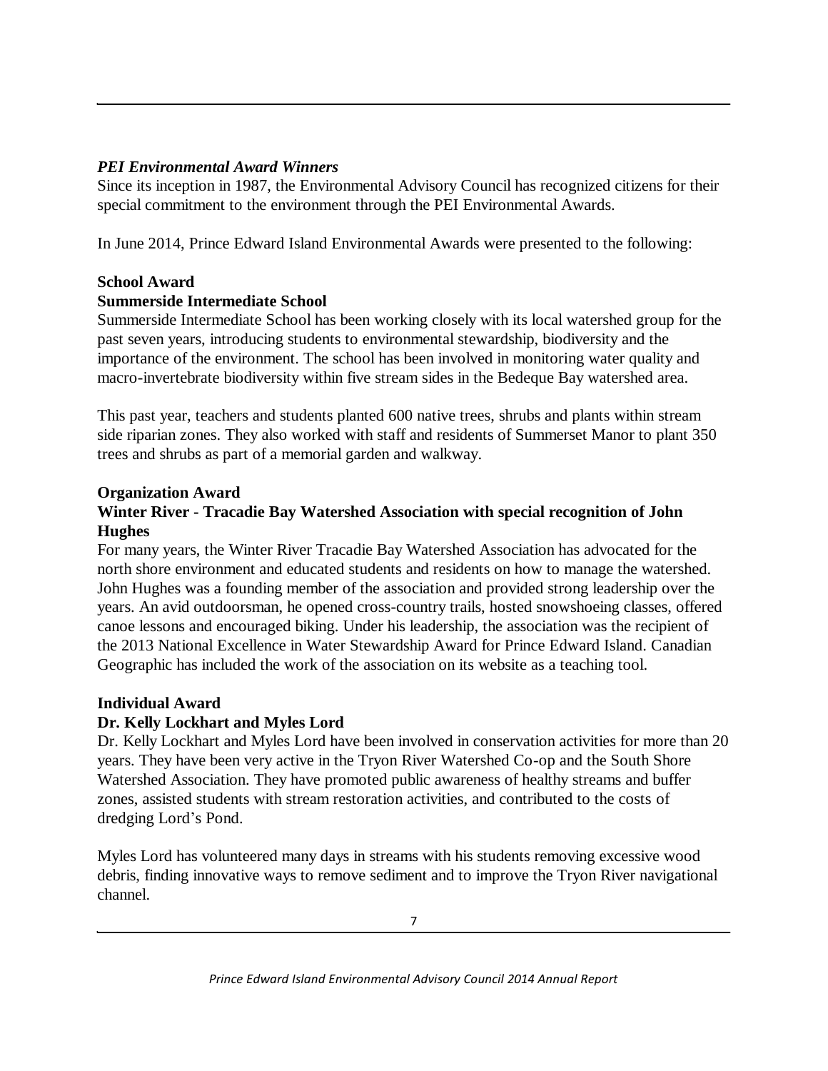*PEI Environmental Award Winners*

Since its inception in 1987, the Environmental Advisory Council has recognized citizens for their special commitment to the environment through the PEI Environmental Awards.

In June 2014, Prince Edward Island Environmental Awards were presented to the following:

**School Award**

**Summerside Intermediate School**

Summerside Intermediate School has been working closely with its local watershed group for the past seven years, introducing students to environmental stewardship, biodiversity and the importance of the environment. The school has been involved in monitoring water quality and macro-invertebrate biodiversity within five stream sides in the Bedeque Bay watershed area.

This past year, teachers and students planted 600 native trees, shrubs and plants within stream side riparian zones. They also worked with staff and residents of Summerset Manor to plant 350 trees and shrubs as part of a memorial garden and walkway.

**Organization Award**

**Winter River - Tracadie Bay Watershed Association with special recognition of John Hughes**

For many years, the Winter River Tracadie Bay Watershed Association has advocated for the north shore environment and educated students and residents on how to manage the watershed. John Hughes was a founding member of the association and provided strong leadership over the years. An avid outdoorsman, he opened cross-country trails, hosted snowshoeing classes, offered canoe lessons and encouraged biking. Under his leadership, the association was the recipient of the 2013 National Excellence in Water Stewardship Award for Prince Edward Island. Canadian Geographic has included the work of the association on its website as a teaching tool.

**Individual Award**

**Dr. Kelly Lockhart and Myles Lord**

Dr. Kelly Lockhart and Myles Lord have been involved in conservation activities for more than 20 years. They have been very active in the Tryon River Watershed Co-op and the South Shore Watershed Association. They have promoted public awareness of healthy streams and buffer zones, assisted students with stream restoration activities, and contributed to the costs of dredging Lord's Pond.

Myles Lord has volunteered many days in streams with his students removing excessive wood debris, finding innovative ways to remove sediment and to improve the Tryon River navigational channel.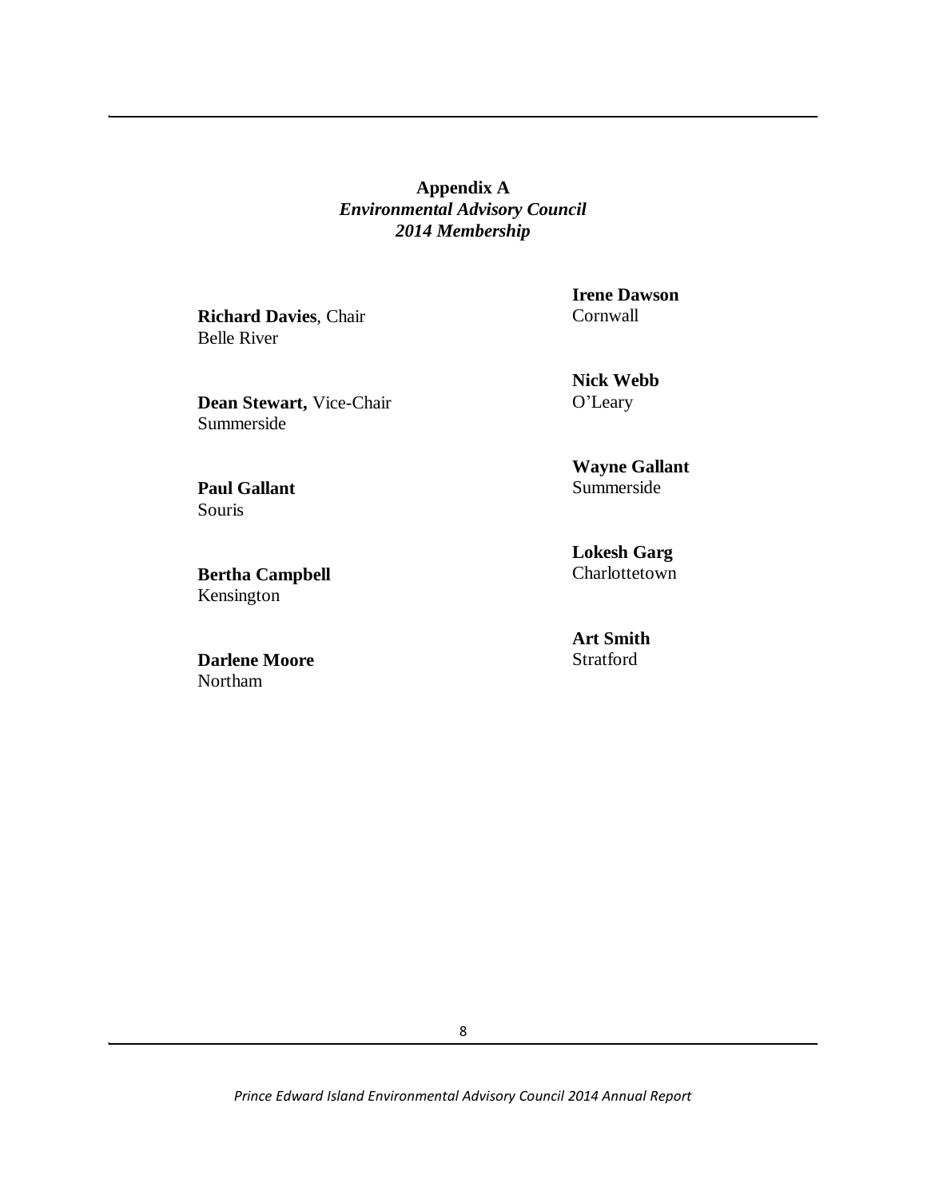**Appendix A**
***Environmental Advisory Council***
***2014 Membership***

**Richard Davies**, Chair
Belle River

**Dean Stewart,** Vice-Chair
Summerside

**Paul Gallant**
Souris

**Bertha Campbell**
Kensington

**Darlene Moore**
Northam

**Irene Dawson**
Cornwall

**Nick Webb**
O'Leary

**Wayne Gallant**
Summerside

**Lokesh Garg**
Charlottetown

**Art Smith**
Stratford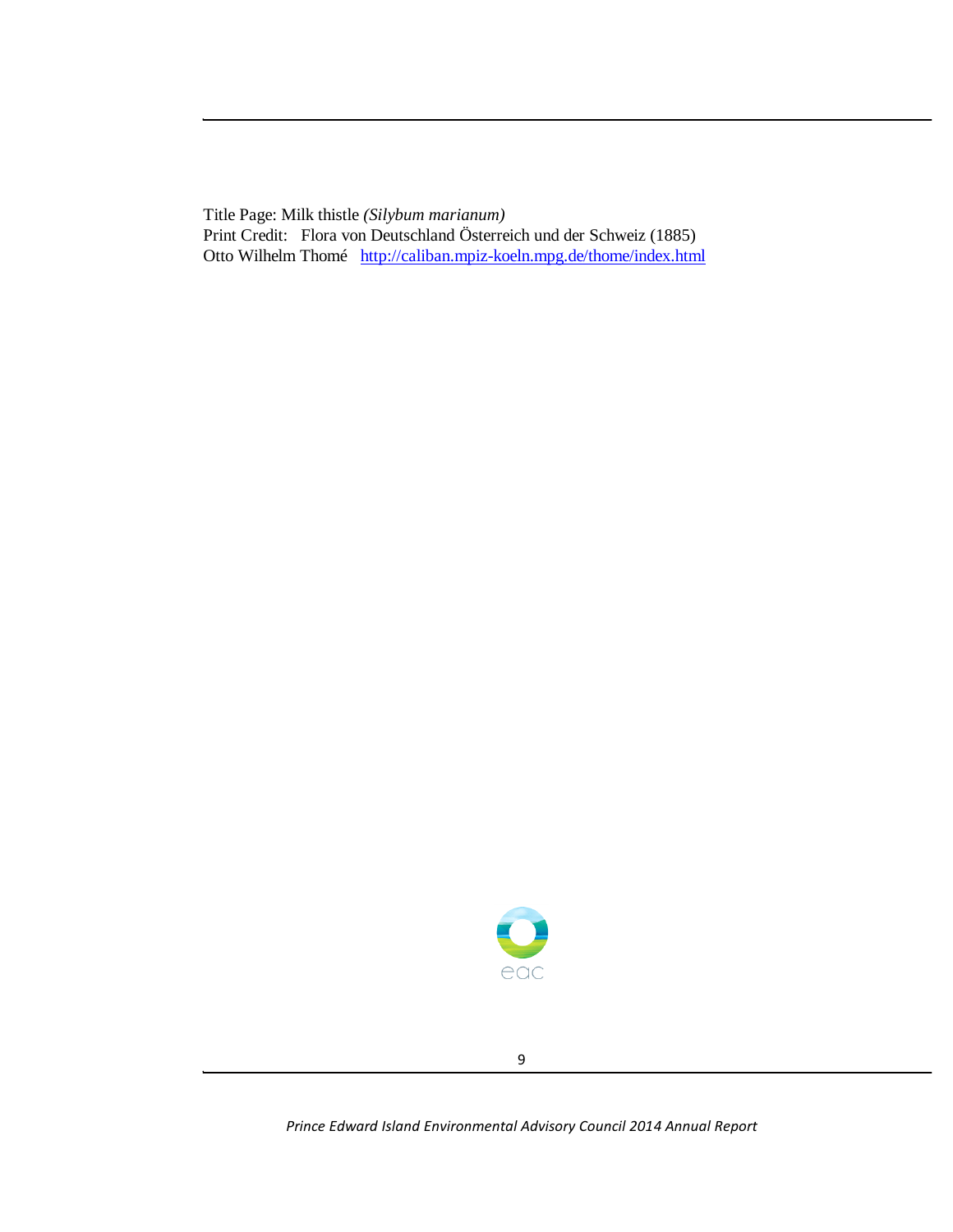Title Page: Milk thistle *(Silybum marianum)*
Print Credit: Flora von Deutschland Österreich und der Schweiz (1885)
Otto Wilhelm Thomé [http://caliban.mpiz-koeln.mpg.de/thome/index.html](http://caliban.mpiz-koeln.mpg.de/thome/index.html)

eac